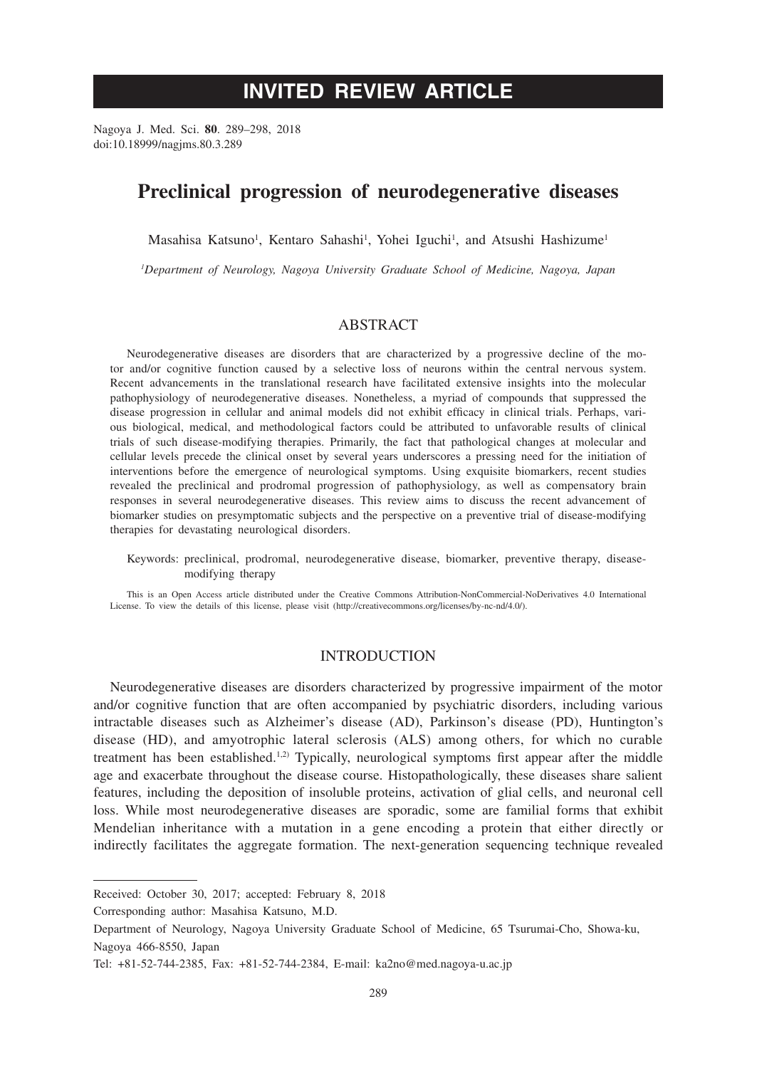# INVITED REVIEW ARTICLE

Nagoya J. Med. Sci. **80**. 289–298, 2018
doi:10.18999/nagjms.80.3.289

## Preclinical progression of neurodegenerative diseases

Masahisa Katsuno[1], Kentaro Sahashi[1], Yohei Iguchi[1], and Atsushi Hashizume[1]

[1]*Department of Neurology, Nagoya University Graduate School of Medicine, Nagoya, Japan*

### ABSTRACT

Neurodegenerative diseases are disorders that are characterized by a progressive decline of the motor and/or cognitive function caused by a selective loss of neurons within the central nervous system. Recent advancements in the translational research have facilitated extensive insights into the molecular pathophysiology of neurodegenerative diseases. Nonetheless, a myriad of compounds that suppressed the disease progression in cellular and animal models did not exhibit efficacy in clinical trials. Perhaps, various biological, medical, and methodological factors could be attributed to unfavorable results of clinical trials of such disease-modifying therapies. Primarily, the fact that pathological changes at molecular and cellular levels precede the clinical onset by several years underscores a pressing need for the initiation of interventions before the emergence of neurological symptoms. Using exquisite biomarkers, recent studies revealed the preclinical and prodromal progression of pathophysiology, as well as compensatory brain responses in several neurodegenerative diseases. This review aims to discuss the recent advancement of biomarker studies on presymptomatic subjects and the perspective on a preventive trial of disease-modifying therapies for devastating neurological disorders.

Keywords: preclinical, prodromal, neurodegenerative disease, biomarker, preventive therapy, disease-modifying therapy

This is an Open Access article distributed under the Creative Commons Attribution-NonCommercial-NoDerivatives 4.0 International License. To view the details of this license, please visit (http://creativecommons.org/licenses/by-nc-nd/4.0/).

### INTRODUCTION

Neurodegenerative diseases are disorders characterized by progressive impairment of the motor and/or cognitive function that are often accompanied by psychiatric disorders, including various intractable diseases such as Alzheimer's disease (AD), Parkinson's disease (PD), Huntington's disease (HD), and amyotrophic lateral sclerosis (ALS) among others, for which no curable treatment has been established.[1,2] Typically, neurological symptoms first appear after the middle age and exacerbate throughout the disease course. Histopathologically, these diseases share salient features, including the deposition of insoluble proteins, activation of glial cells, and neuronal cell loss. While most neurodegenerative diseases are sporadic, some are familial forms that exhibit Mendelian inheritance with a mutation in a gene encoding a protein that either directly or indirectly facilitates the aggregate formation. The next-generation sequencing technique revealed

---

Received: October 30, 2017; accepted: February 8, 2018

Corresponding author: Masahisa Katsuno, M.D.

Department of Neurology, Nagoya University Graduate School of Medicine, 65 Tsurumai-Cho, Showa-ku, Nagoya 466-8550, Japan

Tel: +81-52-744-2385, Fax: +81-52-744-2384, E-mail: ka2no@med.nagoya-u.ac.jp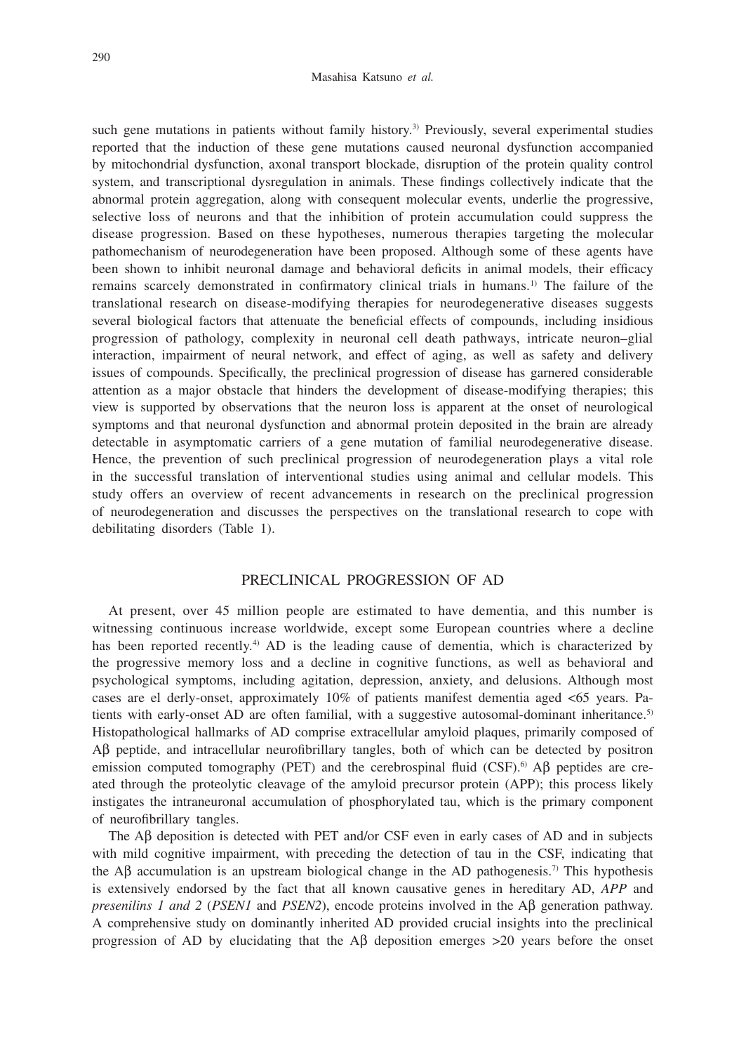such gene mutations in patients without family history.[3] Previously, several experimental studies reported that the induction of these gene mutations caused neuronal dysfunction accompanied by mitochondrial dysfunction, axonal transport blockade, disruption of the protein quality control system, and transcriptional dysregulation in animals. These findings collectively indicate that the abnormal protein aggregation, along with consequent molecular events, underlie the progressive, selective loss of neurons and that the inhibition of protein accumulation could suppress the disease progression. Based on these hypotheses, numerous therapies targeting the molecular pathomechanism of neurodegeneration have been proposed. Although some of these agents have been shown to inhibit neuronal damage and behavioral deficits in animal models, their efficacy remains scarcely demonstrated in confirmatory clinical trials in humans.[1] The failure of the translational research on disease-modifying therapies for neurodegenerative diseases suggests several biological factors that attenuate the beneficial effects of compounds, including insidious progression of pathology, complexity in neuronal cell death pathways, intricate neuron–glial interaction, impairment of neural network, and effect of aging, as well as safety and delivery issues of compounds. Specifically, the preclinical progression of disease has garnered considerable attention as a major obstacle that hinders the development of disease-modifying therapies; this view is supported by observations that the neuron loss is apparent at the onset of neurological symptoms and that neuronal dysfunction and abnormal protein deposited in the brain are already detectable in asymptomatic carriers of a gene mutation of familial neurodegenerative disease. Hence, the prevention of such preclinical progression of neurodegeneration plays a vital role in the successful translation of interventional studies using animal and cellular models. This study offers an overview of recent advancements in research on the preclinical progression of neurodegeneration and discusses the perspectives on the translational research to cope with debilitating disorders (Table 1).

## PRECLINICAL PROGRESSION OF AD

At present, over 45 million people are estimated to have dementia, and this number is witnessing continuous increase worldwide, except some European countries where a decline has been reported recently.[4] AD is the leading cause of dementia, which is characterized by the progressive memory loss and a decline in cognitive functions, as well as behavioral and psychological symptoms, including agitation, depression, anxiety, and delusions. Although most cases are el derly-onset, approximately 10% of patients manifest dementia aged <65 years. Patients with early-onset AD are often familial, with a suggestive autosomal-dominant inheritance.[5] Histopathological hallmarks of AD comprise extracellular amyloid plaques, primarily composed of Aβ peptide, and intracellular neurofibrillary tangles, both of which can be detected by positron emission computed tomography (PET) and the cerebrospinal fluid (CSF).[6] Aβ peptides are created through the proteolytic cleavage of the amyloid precursor protein (APP); this process likely instigates the intraneuronal accumulation of phosphorylated tau, which is the primary component of neurofibrillary tangles.

The Aβ deposition is detected with PET and/or CSF even in early cases of AD and in subjects with mild cognitive impairment, with preceding the detection of tau in the CSF, indicating that the Aβ accumulation is an upstream biological change in the AD pathogenesis.[7] This hypothesis is extensively endorsed by the fact that all known causative genes in hereditary AD, *APP* and *presenilins 1 and 2* (*PSEN1* and *PSEN2*), encode proteins involved in the Aβ generation pathway. A comprehensive study on dominantly inherited AD provided crucial insights into the preclinical progression of AD by elucidating that the Aβ deposition emerges >20 years before the onset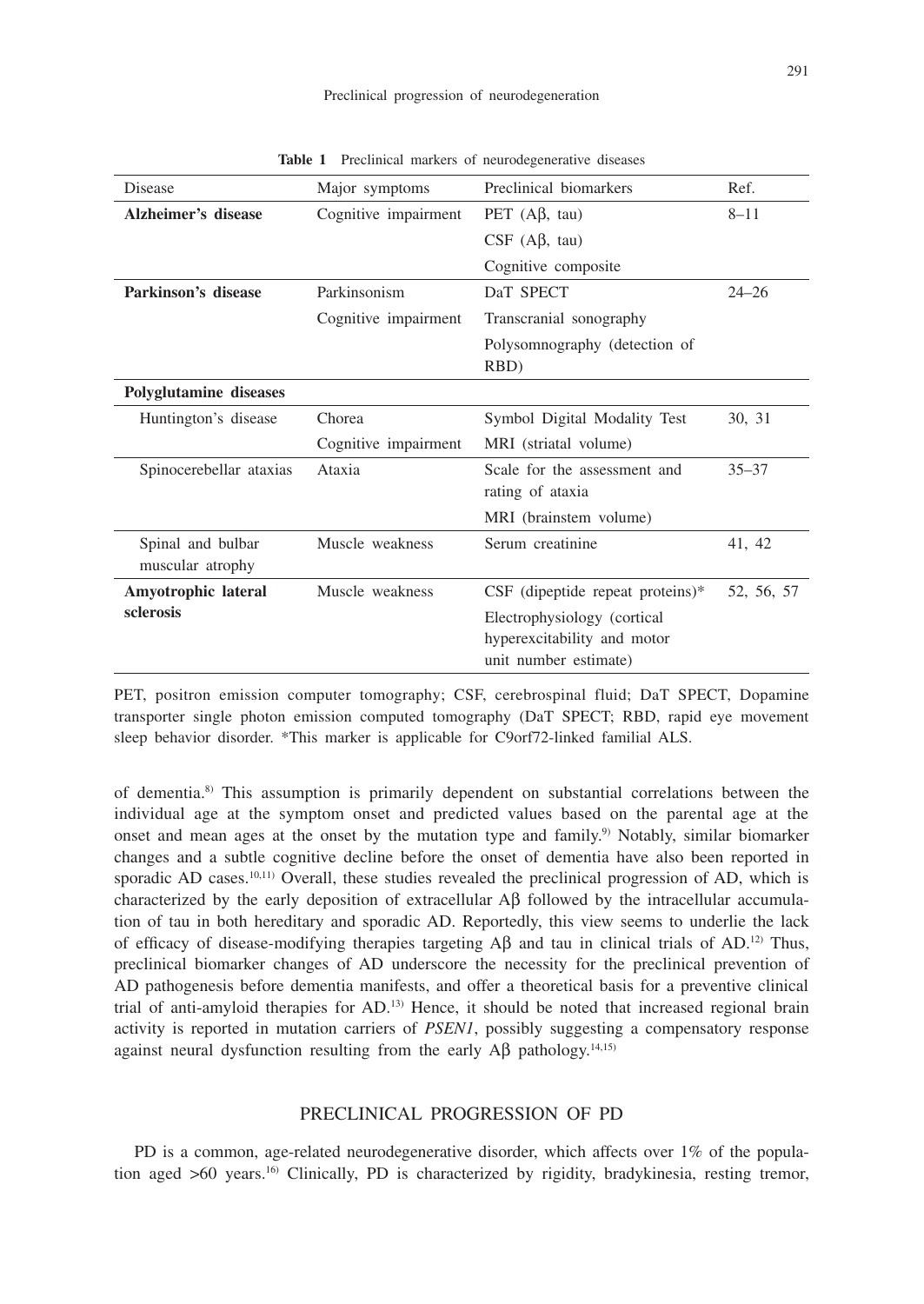**Table 1** Preclinical markers of neurodegenerative diseases

| Disease | Major symptoms | Preclinical biomarkers | Ref. |
|---|---|---|---|
| **Alzheimer's disease** | Cognitive impairment | PET (Aβ, tau) | 8–11 |
| | | CSF (Aβ, tau) | |
| | | Cognitive composite | |
| **Parkinson's disease** | Parkinsonism | DaT SPECT | 24–26 |
| | Cognitive impairment | Transcranial sonography | |
| | | Polysomnography (detection of RBD) | |
| **Polyglutamine diseases** | | | |
| Huntington's disease | Chorea | Symbol Digital Modality Test | 30, 31 |
| | Cognitive impairment | MRI (striatal volume) | |
| Spinocerebellar ataxias | Ataxia | Scale for the assessment and rating of ataxia | 35–37 |
| | | MRI (brainstem volume) | |
| Spinal and bulbar muscular atrophy | Muscle weakness | Serum creatinine | 41, 42 |
| **Amyotrophic lateral sclerosis** | Muscle weakness | CSF (dipeptide repeat proteins)* | 52, 56, 57 |
| | | Electrophysiology (cortical hyperexcitability and motor unit number estimate) | |

PET, positron emission computer tomography; CSF, cerebrospinal fluid; DaT SPECT, Dopamine transporter single photon emission computed tomography (DaT SPECT; RBD, rapid eye movement sleep behavior disorder. *This marker is applicable for C9orf72-linked familial ALS.

of dementia.[8] This assumption is primarily dependent on substantial correlations between the individual age at the symptom onset and predicted values based on the parental age at the onset and mean ages at the onset by the mutation type and family.[9] Notably, similar biomarker changes and a subtle cognitive decline before the onset of dementia have also been reported in sporadic AD cases.[10,11] Overall, these studies revealed the preclinical progression of AD, which is characterized by the early deposition of extracellular Aβ followed by the intracellular accumulation of tau in both hereditary and sporadic AD. Reportedly, this view seems to underlie the lack of efficacy of disease-modifying therapies targeting Aβ and tau in clinical trials of AD.[12] Thus, preclinical biomarker changes of AD underscore the necessity for the preclinical prevention of AD pathogenesis before dementia manifests, and offer a theoretical basis for a preventive clinical trial of anti-amyloid therapies for AD.[13] Hence, it should be noted that increased regional brain activity is reported in mutation carriers of *PSEN1*, possibly suggesting a compensatory response against neural dysfunction resulting from the early Aβ pathology.[14,15]

## PRECLINICAL PROGRESSION OF PD

PD is a common, age-related neurodegenerative disorder, which affects over 1% of the population aged >60 years.[16] Clinically, PD is characterized by rigidity, bradykinesia, resting tremor,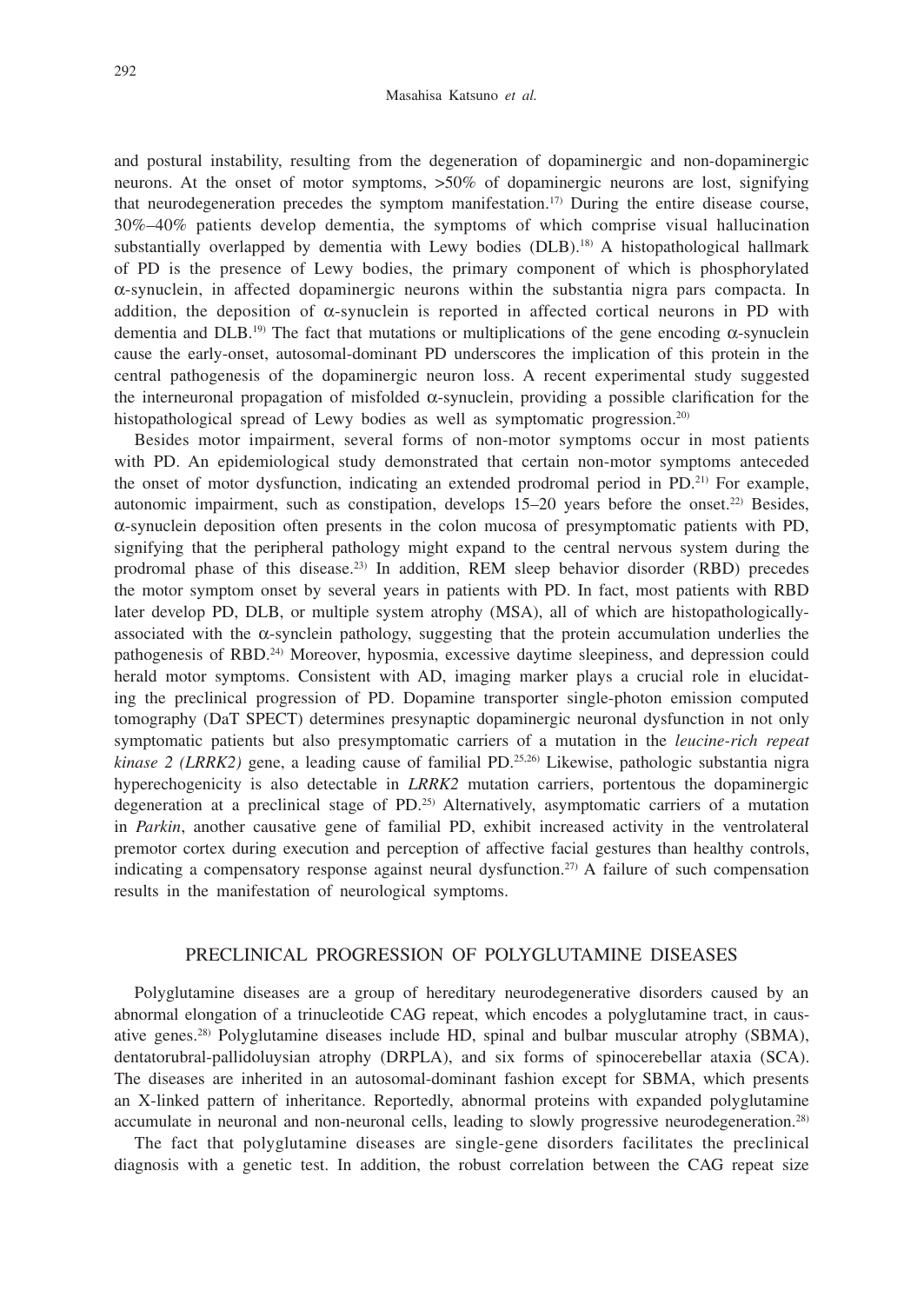and postural instability, resulting from the degeneration of dopaminergic and non-dopaminergic neurons. At the onset of motor symptoms, >50% of dopaminergic neurons are lost, signifying that neurodegeneration precedes the symptom manifestation.[17] During the entire disease course, 30%–40% patients develop dementia, the symptoms of which comprise visual hallucination substantially overlapped by dementia with Lewy bodies (DLB).[18] A histopathological hallmark of PD is the presence of Lewy bodies, the primary component of which is phosphorylated α-synuclein, in affected dopaminergic neurons within the substantia nigra pars compacta. In addition, the deposition of α-synuclein is reported in affected cortical neurons in PD with dementia and DLB.[19] The fact that mutations or multiplications of the gene encoding α-synuclein cause the early-onset, autosomal-dominant PD underscores the implication of this protein in the central pathogenesis of the dopaminergic neuron loss. A recent experimental study suggested the interneuronal propagation of misfolded α-synuclein, providing a possible clarification for the histopathological spread of Lewy bodies as well as symptomatic progression.[20]

Besides motor impairment, several forms of non-motor symptoms occur in most patients with PD. An epidemiological study demonstrated that certain non-motor symptoms anteceded the onset of motor dysfunction, indicating an extended prodromal period in PD.[21] For example, autonomic impairment, such as constipation, develops 15–20 years before the onset.[22] Besides, α-synuclein deposition often presents in the colon mucosa of presymptomatic patients with PD, signifying that the peripheral pathology might expand to the central nervous system during the prodromal phase of this disease.[23] In addition, REM sleep behavior disorder (RBD) precedes the motor symptom onset by several years in patients with PD. In fact, most patients with RBD later develop PD, DLB, or multiple system atrophy (MSA), all of which are histopathologically-associated with the α-synclein pathology, suggesting that the protein accumulation underlies the pathogenesis of RBD.[24] Moreover, hyposmia, excessive daytime sleepiness, and depression could herald motor symptoms. Consistent with AD, imaging marker plays a crucial role in elucidating the preclinical progression of PD. Dopamine transporter single-photon emission computed tomography (DaT SPECT) determines presynaptic dopaminergic neuronal dysfunction in not only symptomatic patients but also presymptomatic carriers of a mutation in the *leucine-rich repeat kinase 2 (LRRK2)* gene, a leading cause of familial PD.[25,26] Likewise, pathologic substantia nigra hyperechogenicity is also detectable in *LRRK2* mutation carriers, portentous the dopaminergic degeneration at a preclinical stage of PD.[25] Alternatively, asymptomatic carriers of a mutation in *Parkin*, another causative gene of familial PD, exhibit increased activity in the ventrolateral premotor cortex during execution and perception of affective facial gestures than healthy controls, indicating a compensatory response against neural dysfunction.[27] A failure of such compensation results in the manifestation of neurological symptoms.

## PRECLINICAL PROGRESSION OF POLYGLUTAMINE DISEASES

Polyglutamine diseases are a group of hereditary neurodegenerative disorders caused by an abnormal elongation of a trinucleotide CAG repeat, which encodes a polyglutamine tract, in causative genes.[28] Polyglutamine diseases include HD, spinal and bulbar muscular atrophy (SBMA), dentatorubral-pallidoluysian atrophy (DRPLA), and six forms of spinocerebellar ataxia (SCA). The diseases are inherited in an autosomal-dominant fashion except for SBMA, which presents an X-linked pattern of inheritance. Reportedly, abnormal proteins with expanded polyglutamine accumulate in neuronal and non-neuronal cells, leading to slowly progressive neurodegeneration.[28]

The fact that polyglutamine diseases are single-gene disorders facilitates the preclinical diagnosis with a genetic test. In addition, the robust correlation between the CAG repeat size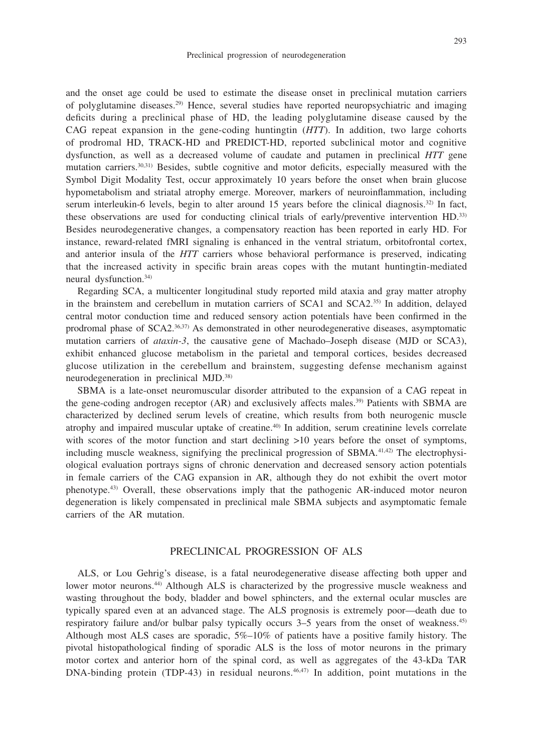and the onset age could be used to estimate the disease onset in preclinical mutation carriers of polyglutamine diseases.[29] Hence, several studies have reported neuropsychiatric and imaging deficits during a preclinical phase of HD, the leading polyglutamine disease caused by the CAG repeat expansion in the gene-coding huntingtin (*HTT*). In addition, two large cohorts of prodromal HD, TRACK-HD and PREDICT-HD, reported subclinical motor and cognitive dysfunction, as well as a decreased volume of caudate and putamen in preclinical *HTT* gene mutation carriers.[30,31] Besides, subtle cognitive and motor deficits, especially measured with the Symbol Digit Modality Test, occur approximately 10 years before the onset when brain glucose hypometabolism and striatal atrophy emerge. Moreover, markers of neuroinflammation, including serum interleukin-6 levels, begin to alter around 15 years before the clinical diagnosis.[32] In fact, these observations are used for conducting clinical trials of early/preventive intervention HD.[33] Besides neurodegenerative changes, a compensatory reaction has been reported in early HD. For instance, reward-related fMRI signaling is enhanced in the ventral striatum, orbitofrontal cortex, and anterior insula of the *HTT* carriers whose behavioral performance is preserved, indicating that the increased activity in specific brain areas copes with the mutant huntingtin-mediated neural dysfunction.[34]

Regarding SCA, a multicenter longitudinal study reported mild ataxia and gray matter atrophy in the brainstem and cerebellum in mutation carriers of SCA1 and SCA2.[35] In addition, delayed central motor conduction time and reduced sensory action potentials have been confirmed in the prodromal phase of SCA2.[36,37] As demonstrated in other neurodegenerative diseases, asymptomatic mutation carriers of *ataxin-3*, the causative gene of Machado–Joseph disease (MJD or SCA3), exhibit enhanced glucose metabolism in the parietal and temporal cortices, besides decreased glucose utilization in the cerebellum and brainstem, suggesting defense mechanism against neurodegeneration in preclinical MJD.[38]

SBMA is a late-onset neuromuscular disorder attributed to the expansion of a CAG repeat in the gene-coding androgen receptor (AR) and exclusively affects males.[39] Patients with SBMA are characterized by declined serum levels of creatine, which results from both neurogenic muscle atrophy and impaired muscular uptake of creatine.[40] In addition, serum creatinine levels correlate with scores of the motor function and start declining >10 years before the onset of symptoms, including muscle weakness, signifying the preclinical progression of SBMA.[41,42] The electrophysiological evaluation portrays signs of chronic denervation and decreased sensory action potentials in female carriers of the CAG expansion in AR, although they do not exhibit the overt motor phenotype.[43] Overall, these observations imply that the pathogenic AR-induced motor neuron degeneration is likely compensated in preclinical male SBMA subjects and asymptomatic female carriers of the AR mutation.

## PRECLINICAL PROGRESSION OF ALS

ALS, or Lou Gehrig's disease, is a fatal neurodegenerative disease affecting both upper and lower motor neurons.[44] Although ALS is characterized by the progressive muscle weakness and wasting throughout the body, bladder and bowel sphincters, and the external ocular muscles are typically spared even at an advanced stage. The ALS prognosis is extremely poor—death due to respiratory failure and/or bulbar palsy typically occurs 3–5 years from the onset of weakness.[45] Although most ALS cases are sporadic, 5%–10% of patients have a positive family history. The pivotal histopathological finding of sporadic ALS is the loss of motor neurons in the primary motor cortex and anterior horn of the spinal cord, as well as aggregates of the 43-kDa TAR DNA-binding protein (TDP-43) in residual neurons.[46,47] In addition, point mutations in the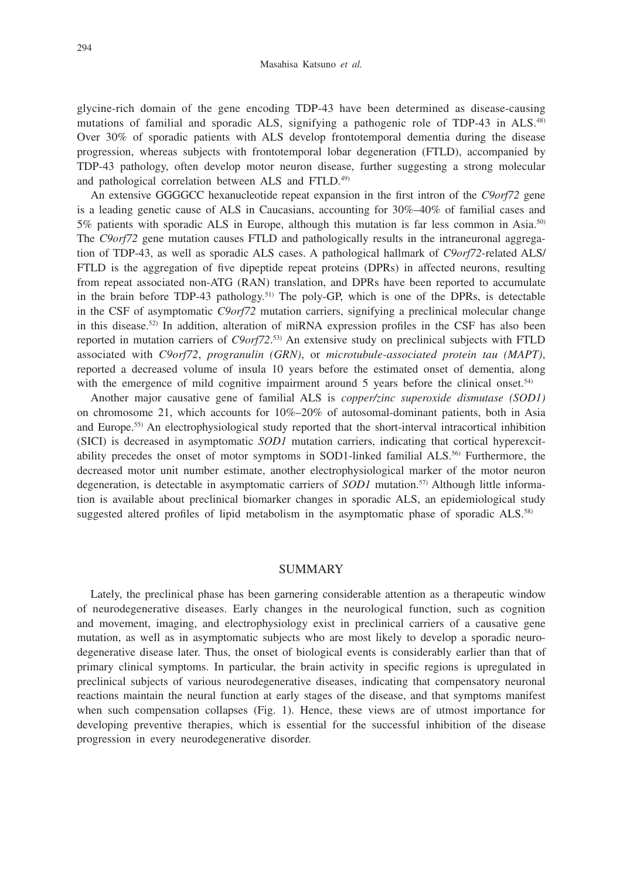glycine-rich domain of the gene encoding TDP-43 have been determined as disease-causing mutations of familial and sporadic ALS, signifying a pathogenic role of TDP-43 in ALS.[48] Over 30% of sporadic patients with ALS develop frontotemporal dementia during the disease progression, whereas subjects with frontotemporal lobar degeneration (FTLD), accompanied by TDP-43 pathology, often develop motor neuron disease, further suggesting a strong molecular and pathological correlation between ALS and FTLD.[49]

An extensive GGGGCC hexanucleotide repeat expansion in the first intron of the *C9orf72* gene is a leading genetic cause of ALS in Caucasians, accounting for 30%–40% of familial cases and 5% patients with sporadic ALS in Europe, although this mutation is far less common in Asia.[50] The *C9orf72* gene mutation causes FTLD and pathologically results in the intraneuronal aggregation of TDP-43, as well as sporadic ALS cases. A pathological hallmark of *C9orf72*-related ALS/FTLD is the aggregation of five dipeptide repeat proteins (DPRs) in affected neurons, resulting from repeat associated non-ATG (RAN) translation, and DPRs have been reported to accumulate in the brain before TDP-43 pathology.[51] The poly-GP, which is one of the DPRs, is detectable in the CSF of asymptomatic *C9orf72* mutation carriers, signifying a preclinical molecular change in this disease.[52] In addition, alteration of miRNA expression profiles in the CSF has also been reported in mutation carriers of *C9orf72*.[53] An extensive study on preclinical subjects with FTLD associated with *C9orf72*, *progranulin (GRN)*, or *microtubule-associated protein tau (MAPT)*, reported a decreased volume of insula 10 years before the estimated onset of dementia, along with the emergence of mild cognitive impairment around 5 years before the clinical onset.[54]

Another major causative gene of familial ALS is *copper/zinc superoxide dismutase (SOD1)* on chromosome 21, which accounts for 10%–20% of autosomal-dominant patients, both in Asia and Europe.[55] An electrophysiological study reported that the short-interval intracortical inhibition (SICI) is decreased in asymptomatic *SOD1* mutation carriers, indicating that cortical hyperexcitability precedes the onset of motor symptoms in SOD1-linked familial ALS.[56] Furthermore, the decreased motor unit number estimate, another electrophysiological marker of the motor neuron degeneration, is detectable in asymptomatic carriers of *SOD1* mutation.[57] Although little information is available about preclinical biomarker changes in sporadic ALS, an epidemiological study suggested altered profiles of lipid metabolism in the asymptomatic phase of sporadic ALS.[58]

## SUMMARY

Lately, the preclinical phase has been garnering considerable attention as a therapeutic window of neurodegenerative diseases. Early changes in the neurological function, such as cognition and movement, imaging, and electrophysiology exist in preclinical carriers of a causative gene mutation, as well as in asymptomatic subjects who are most likely to develop a sporadic neurodegenerative disease later. Thus, the onset of biological events is considerably earlier than that of primary clinical symptoms. In particular, the brain activity in specific regions is upregulated in preclinical subjects of various neurodegenerative diseases, indicating that compensatory neuronal reactions maintain the neural function at early stages of the disease, and that symptoms manifest when such compensation collapses (Fig. 1). Hence, these views are of utmost importance for developing preventive therapies, which is essential for the successful inhibition of the disease progression in every neurodegenerative disorder.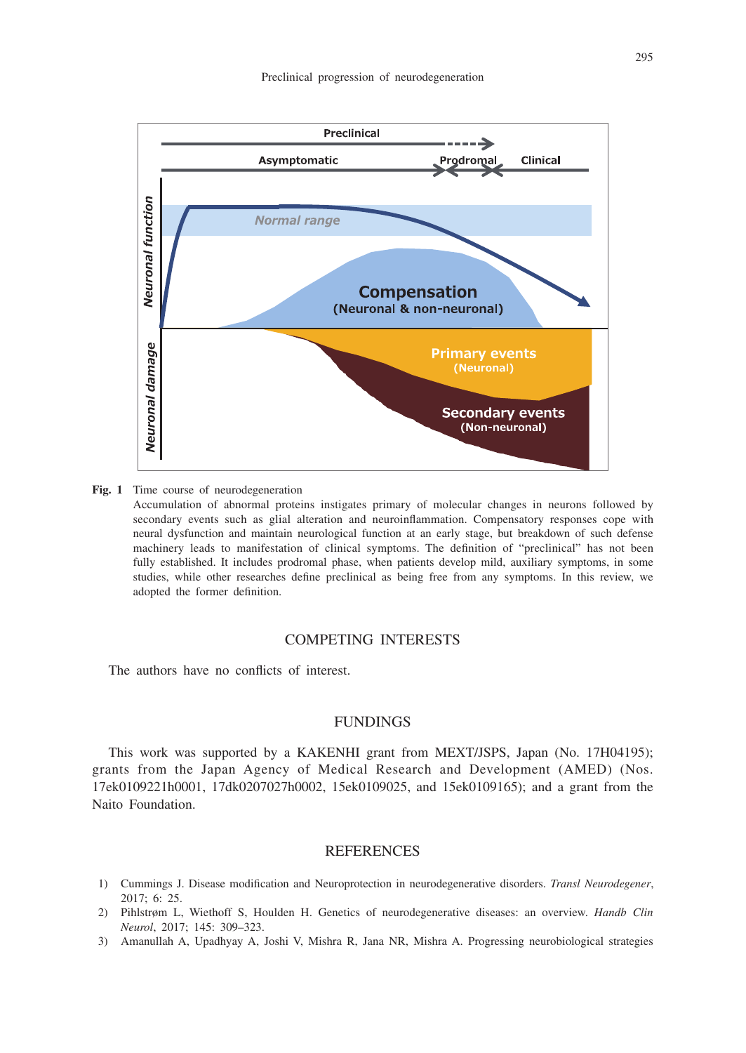**Fig. 1** Time course of neurodegeneration
Accumulation of abnormal proteins instigates primary of molecular changes in neurons followed by secondary events such as glial alteration and neuroinflammation. Compensatory responses cope with neural dysfunction and maintain neurological function at an early stage, but breakdown of such defense machinery leads to manifestation of clinical symptoms. The definition of "preclinical" has not been fully established. It includes prodromal phase, when patients develop mild, auxiliary symptoms, in some studies, while other researches define preclinical as being free from any symptoms. In this review, we adopted the former definition.

## COMPETING INTERESTS

The authors have no conflicts of interest.

## FUNDINGS

This work was supported by a KAKENHI grant from MEXT/JSPS, Japan (No. 17H04195); grants from the Japan Agency of Medical Research and Development (AMED) (Nos. 17ek0109221h0001, 17dk0207027h0002, 15ek0109025, and 15ek0109165); and a grant from the Naito Foundation.

## REFERENCES

1) Cummings J. Disease modification and Neuroprotection in neurodegenerative disorders. *Transl Neurodegener*, 2017; 6: 25.
2) Pihlstrøm L, Wiethoff S, Houlden H. Genetics of neurodegenerative diseases: an overview. *Handb Clin Neurol*, 2017; 145: 309–323.
3) Amanullah A, Upadhyay A, Joshi V, Mishra R, Jana NR, Mishra A. Progressing neurobiological strategies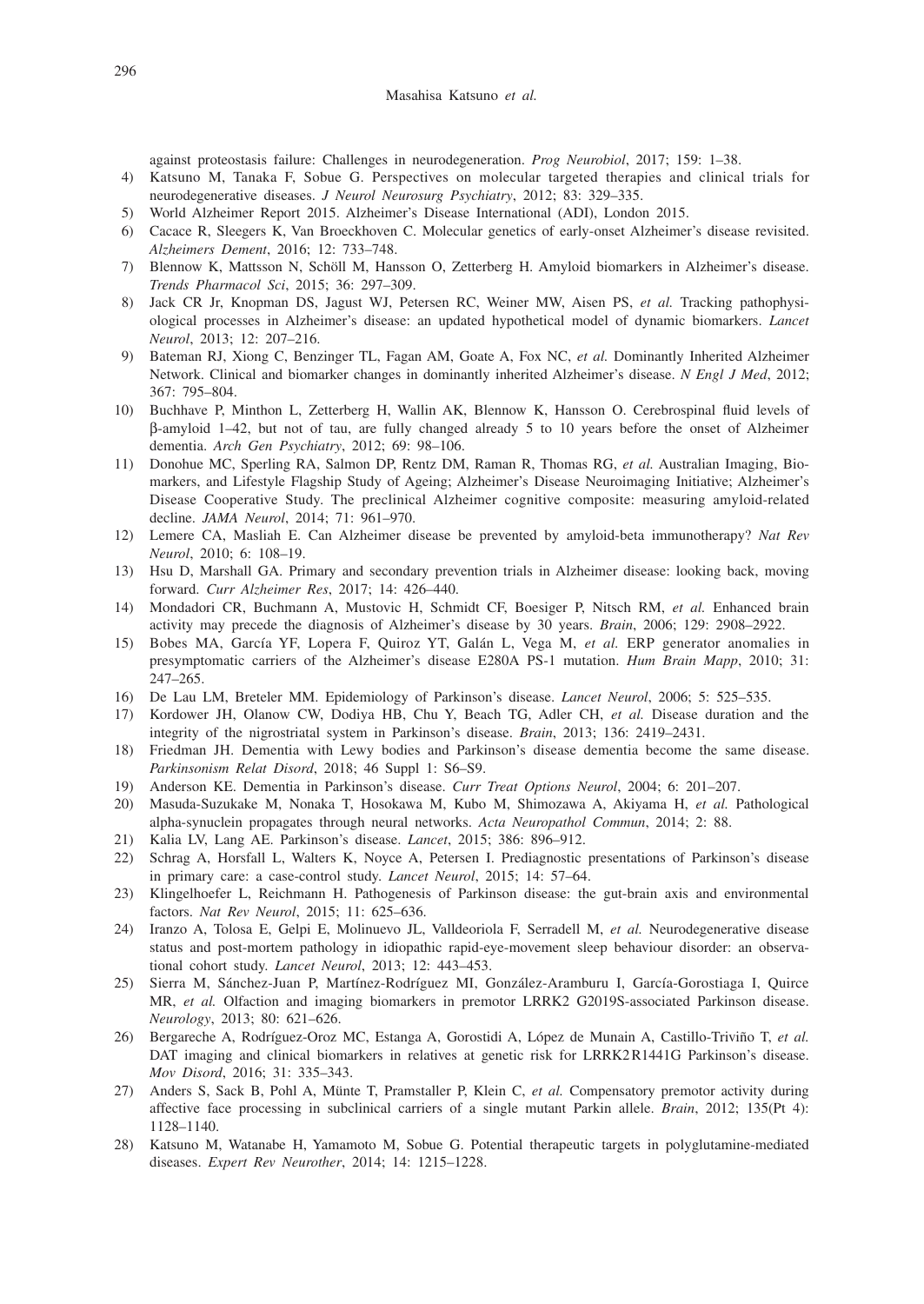against proteostasis failure: Challenges in neurodegeneration. *Prog Neurobiol*, 2017; 159: 1–38.

4) Katsuno M, Tanaka F, Sobue G. Perspectives on molecular targeted therapies and clinical trials for neurodegenerative diseases. *J Neurol Neurosurg Psychiatry*, 2012; 83: 329–335.
5) World Alzheimer Report 2015. Alzheimer's Disease International (ADI), London 2015.
6) Cacace R, Sleegers K, Van Broeckhoven C. Molecular genetics of early-onset Alzheimer's disease revisited. *Alzheimers Dement*, 2016; 12: 733–748.
7) Blennow K, Mattsson N, Schöll M, Hansson O, Zetterberg H. Amyloid biomarkers in Alzheimer's disease. *Trends Pharmacol Sci*, 2015; 36: 297–309.
8) Jack CR Jr, Knopman DS, Jagust WJ, Petersen RC, Weiner MW, Aisen PS, *et al.* Tracking pathophysiological processes in Alzheimer's disease: an updated hypothetical model of dynamic biomarkers. *Lancet Neurol*, 2013; 12: 207–216.
9) Bateman RJ, Xiong C, Benzinger TL, Fagan AM, Goate A, Fox NC, *et al.* Dominantly Inherited Alzheimer Network. Clinical and biomarker changes in dominantly inherited Alzheimer's disease. *N Engl J Med*, 2012; 367: 795–804.
10) Buchhave P, Minthon L, Zetterberg H, Wallin AK, Blennow K, Hansson O. Cerebrospinal fluid levels of β-amyloid 1–42, but not of tau, are fully changed already 5 to 10 years before the onset of Alzheimer dementia. *Arch Gen Psychiatry*, 2012; 69: 98–106.
11) Donohue MC, Sperling RA, Salmon DP, Rentz DM, Raman R, Thomas RG, *et al.* Australian Imaging, Biomarkers, and Lifestyle Flagship Study of Ageing; Alzheimer's Disease Neuroimaging Initiative; Alzheimer's Disease Cooperative Study. The preclinical Alzheimer cognitive composite: measuring amyloid-related decline. *JAMA Neurol*, 2014; 71: 961–970.
12) Lemere CA, Masliah E. Can Alzheimer disease be prevented by amyloid-beta immunotherapy? *Nat Rev Neurol*, 2010; 6: 108–19.
13) Hsu D, Marshall GA. Primary and secondary prevention trials in Alzheimer disease: looking back, moving forward. *Curr Alzheimer Res*, 2017; 14: 426–440.
14) Mondadori CR, Buchmann A, Mustovic H, Schmidt CF, Boesiger P, Nitsch RM, *et al.* Enhanced brain activity may precede the diagnosis of Alzheimer's disease by 30 years. *Brain*, 2006; 129: 2908–2922.
15) Bobes MA, García YF, Lopera F, Quiroz YT, Galán L, Vega M, *et al.* ERP generator anomalies in presymptomatic carriers of the Alzheimer's disease E280A PS-1 mutation. *Hum Brain Mapp*, 2010; 31: 247–265.
16) De Lau LM, Breteler MM. Epidemiology of Parkinson's disease. *Lancet Neurol*, 2006; 5: 525–535.
17) Kordower JH, Olanow CW, Dodiya HB, Chu Y, Beach TG, Adler CH, *et al.* Disease duration and the integrity of the nigrostriatal system in Parkinson's disease. *Brain*, 2013; 136: 2419–2431.
18) Friedman JH. Dementia with Lewy bodies and Parkinson's disease dementia become the same disease. *Parkinsonism Relat Disord*, 2018; 46 Suppl 1: S6–S9.
19) Anderson KE. Dementia in Parkinson's disease. *Curr Treat Options Neurol*, 2004; 6: 201–207.
20) Masuda-Suzukake M, Nonaka T, Hosokawa M, Kubo M, Shimozawa A, Akiyama H, *et al.* Pathological alpha-synuclein propagates through neural networks. *Acta Neuropathol Commun*, 2014; 2: 88.
21) Kalia LV, Lang AE. Parkinson's disease. *Lancet*, 2015; 386: 896–912.
22) Schrag A, Horsfall L, Walters K, Noyce A, Petersen I. Prediagnostic presentations of Parkinson's disease in primary care: a case-control study. *Lancet Neurol*, 2015; 14: 57–64.
23) Klingelhoefer L, Reichmann H. Pathogenesis of Parkinson disease: the gut-brain axis and environmental factors. *Nat Rev Neurol*, 2015; 11: 625–636.
24) Iranzo A, Tolosa E, Gelpi E, Molinuevo JL, Valldeoriola F, Serradell M, *et al.* Neurodegenerative disease status and post-mortem pathology in idiopathic rapid-eye-movement sleep behaviour disorder: an observational cohort study. *Lancet Neurol*, 2013; 12: 443–453.
25) Sierra M, Sánchez-Juan P, Martínez-Rodríguez MI, González-Aramburu I, García-Gorostiaga I, Quirce MR, *et al.* Olfaction and imaging biomarkers in premotor LRRK2 G2019S-associated Parkinson disease. *Neurology*, 2013; 80: 621–626.
26) Bergareche A, Rodríguez-Oroz MC, Estanga A, Gorostidi A, López de Munain A, Castillo-Triviño T, *et al.* DAT imaging and clinical biomarkers in relatives at genetic risk for LRRK2 R1441G Parkinson's disease. *Mov Disord*, 2016; 31: 335–343.
27) Anders S, Sack B, Pohl A, Münte T, Pramstaller P, Klein C, *et al.* Compensatory premotor activity during affective face processing in subclinical carriers of a single mutant Parkin allele. *Brain*, 2012; 135(Pt 4): 1128–1140.
28) Katsuno M, Watanabe H, Yamamoto M, Sobue G. Potential therapeutic targets in polyglutamine-mediated diseases. *Expert Rev Neurother*, 2014; 14: 1215–1228.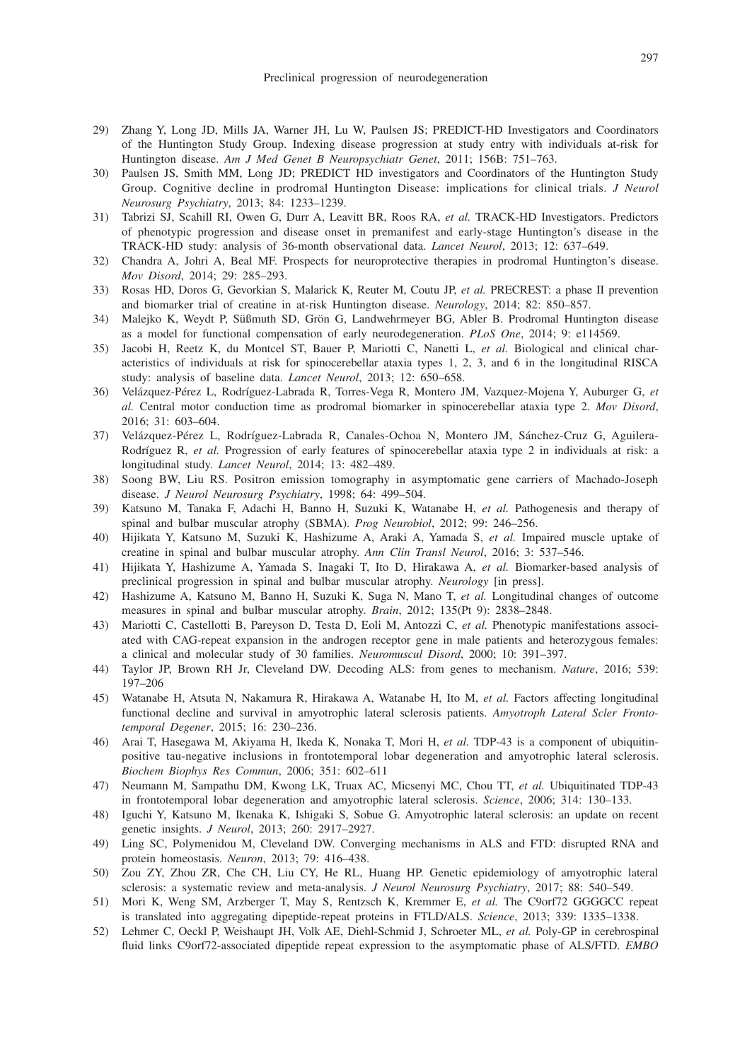29) Zhang Y, Long JD, Mills JA, Warner JH, Lu W, Paulsen JS; PREDICT-HD Investigators and Coordinators of the Huntington Study Group. Indexing disease progression at study entry with individuals at-risk for Huntington disease. *Am J Med Genet B Neuropsychiatr Genet*, 2011; 156B: 751–763.
30) Paulsen JS, Smith MM, Long JD; PREDICT HD investigators and Coordinators of the Huntington Study Group. Cognitive decline in prodromal Huntington Disease: implications for clinical trials. *J Neurol Neurosurg Psychiatry*, 2013; 84: 1233–1239.
31) Tabrizi SJ, Scahill RI, Owen G, Durr A, Leavitt BR, Roos RA, *et al.* TRACK-HD Investigators. Predictors of phenotypic progression and disease onset in premanifest and early-stage Huntington's disease in the TRACK-HD study: analysis of 36-month observational data. *Lancet Neurol*, 2013; 12: 637–649.
32) Chandra A, Johri A, Beal MF. Prospects for neuroprotective therapies in prodromal Huntington's disease. *Mov Disord*, 2014; 29: 285–293.
33) Rosas HD, Doros G, Gevorkian S, Malarick K, Reuter M, Coutu JP, *et al.* PRECREST: a phase II prevention and biomarker trial of creatine in at-risk Huntington disease. *Neurology*, 2014; 82: 850–857.
34) Malejko K, Weydt P, Süßmuth SD, Grön G, Landwehrmeyer BG, Abler B. Prodromal Huntington disease as a model for functional compensation of early neurodegeneration. *PLoS One*, 2014; 9: e114569.
35) Jacobi H, Reetz K, du Montcel ST, Bauer P, Mariotti C, Nanetti L, *et al.* Biological and clinical characteristics of individuals at risk for spinocerebellar ataxia types 1, 2, 3, and 6 in the longitudinal RISCA study: analysis of baseline data. *Lancet Neurol*, 2013; 12: 650–658.
36) Velázquez-Pérez L, Rodríguez-Labrada R, Torres-Vega R, Montero JM, Vazquez-Mojena Y, Auburger G, *et al.* Central motor conduction time as prodromal biomarker in spinocerebellar ataxia type 2. *Mov Disord*, 2016; 31: 603–604.
37) Velázquez-Pérez L, Rodríguez-Labrada R, Canales-Ochoa N, Montero JM, Sánchez-Cruz G, Aguilera-Rodríguez R, *et al.* Progression of early features of spinocerebellar ataxia type 2 in individuals at risk: a longitudinal study. *Lancet Neurol*, 2014; 13: 482–489.
38) Soong BW, Liu RS. Positron emission tomography in asymptomatic gene carriers of Machado-Joseph disease. *J Neurol Neurosurg Psychiatry*, 1998; 64: 499–504.
39) Katsuno M, Tanaka F, Adachi H, Banno H, Suzuki K, Watanabe H, *et al.* Pathogenesis and therapy of spinal and bulbar muscular atrophy (SBMA). *Prog Neurobiol*, 2012; 99: 246–256.
40) Hijikata Y, Katsuno M, Suzuki K, Hashizume A, Araki A, Yamada S, *et al.* Impaired muscle uptake of creatine in spinal and bulbar muscular atrophy. *Ann Clin Transl Neurol*, 2016; 3: 537–546.
41) Hijikata Y, Hashizume A, Yamada S, Inagaki T, Ito D, Hirakawa A, *et al.* Biomarker-based analysis of preclinical progression in spinal and bulbar muscular atrophy. *Neurology* [in press].
42) Hashizume A, Katsuno M, Banno H, Suzuki K, Suga N, Mano T, *et al.* Longitudinal changes of outcome measures in spinal and bulbar muscular atrophy. *Brain*, 2012; 135(Pt 9): 2838–2848.
43) Mariotti C, Castellotti B, Pareyson D, Testa D, Eoli M, Antozzi C, *et al.* Phenotypic manifestations associated with CAG-repeat expansion in the androgen receptor gene in male patients and heterozygous females: a clinical and molecular study of 30 families. *Neuromuscul Disord*, 2000; 10: 391–397.
44) Taylor JP, Brown RH Jr, Cleveland DW. Decoding ALS: from genes to mechanism. *Nature*, 2016; 539: 197–206
45) Watanabe H, Atsuta N, Nakamura R, Hirakawa A, Watanabe H, Ito M, *et al.* Factors affecting longitudinal functional decline and survival in amyotrophic lateral sclerosis patients. *Amyotroph Lateral Scler Frontotemporal Degener*, 2015; 16: 230–236.
46) Arai T, Hasegawa M, Akiyama H, Ikeda K, Nonaka T, Mori H, *et al.* TDP-43 is a component of ubiquitin-positive tau-negative inclusions in frontotemporal lobar degeneration and amyotrophic lateral sclerosis. *Biochem Biophys Res Commun*, 2006; 351: 602–611
47) Neumann M, Sampathu DM, Kwong LK, Truax AC, Micsenyi MC, Chou TT, *et al.* Ubiquitinated TDP-43 in frontotemporal lobar degeneration and amyotrophic lateral sclerosis. *Science*, 2006; 314: 130–133.
48) Iguchi Y, Katsuno M, Ikenaka K, Ishigaki S, Sobue G. Amyotrophic lateral sclerosis: an update on recent genetic insights. *J Neurol*, 2013; 260: 2917–2927.
49) Ling SC, Polymenidou M, Cleveland DW. Converging mechanisms in ALS and FTD: disrupted RNA and protein homeostasis. *Neuron*, 2013; 79: 416–438.
50) Zou ZY, Zhou ZR, Che CH, Liu CY, He RL, Huang HP. Genetic epidemiology of amyotrophic lateral sclerosis: a systematic review and meta-analysis. *J Neurol Neurosurg Psychiatry*, 2017; 88: 540–549.
51) Mori K, Weng SM, Arzberger T, May S, Rentzsch K, Kremmer E, *et al.* The C9orf72 GGGGCC repeat is translated into aggregating dipeptide-repeat proteins in FTLD/ALS. *Science*, 2013; 339: 1335–1338.
52) Lehmer C, Oeckl P, Weishaupt JH, Volk AE, Diehl-Schmid J, Schroeter ML, *et al.* Poly-GP in cerebrospinal fluid links C9orf72-associated dipeptide repeat expression to the asymptomatic phase of ALS/FTD. *EMBO*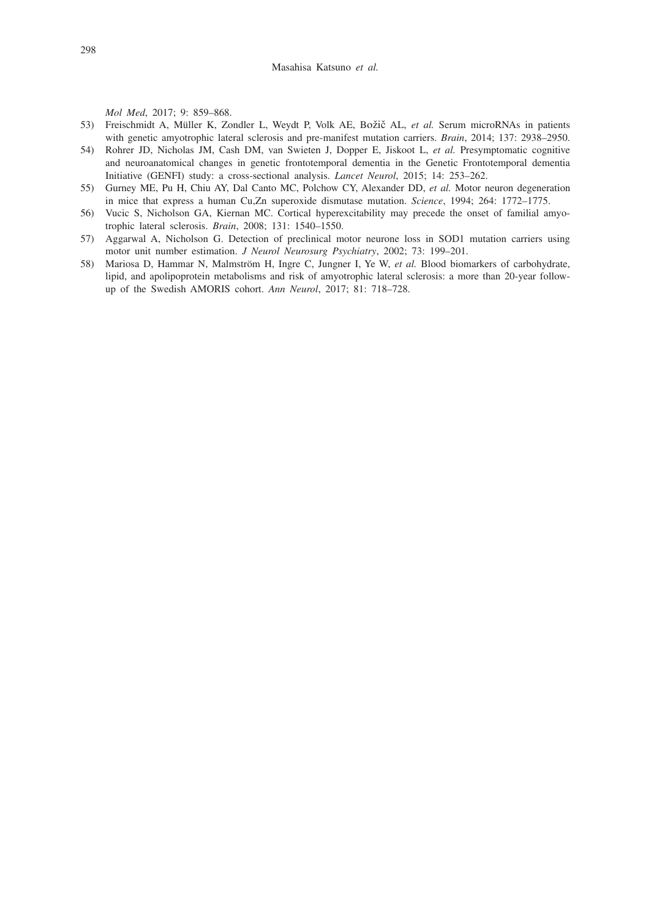*Mol Med*, 2017; 9: 859–868.

53) Freischmidt A, Müller K, Zondler L, Weydt P, Volk AE, Božič AL, *et al.* Serum microRNAs in patients with genetic amyotrophic lateral sclerosis and pre-manifest mutation carriers. *Brain*, 2014; 137: 2938–2950.
54) Rohrer JD, Nicholas JM, Cash DM, van Swieten J, Dopper E, Jiskoot L, *et al.* Presymptomatic cognitive and neuroanatomical changes in genetic frontotemporal dementia in the Genetic Frontotemporal dementia Initiative (GENFI) study: a cross-sectional analysis. *Lancet Neurol*, 2015; 14: 253–262.
55) Gurney ME, Pu H, Chiu AY, Dal Canto MC, Polchow CY, Alexander DD, *et al.* Motor neuron degeneration in mice that express a human Cu,Zn superoxide dismutase mutation. *Science*, 1994; 264: 1772–1775.
56) Vucic S, Nicholson GA, Kiernan MC. Cortical hyperexcitability may precede the onset of familial amyotrophic lateral sclerosis. *Brain*, 2008; 131: 1540–1550.
57) Aggarwal A, Nicholson G. Detection of preclinical motor neurone loss in SOD1 mutation carriers using motor unit number estimation. *J Neurol Neurosurg Psychiatry*, 2002; 73: 199–201.
58) Mariosa D, Hammar N, Malmström H, Ingre C, Jungner I, Ye W, *et al.* Blood biomarkers of carbohydrate, lipid, and apolipoprotein metabolisms and risk of amyotrophic lateral sclerosis: a more than 20-year follow-up of the Swedish AMORIS cohort. *Ann Neurol*, 2017; 81: 718–728.